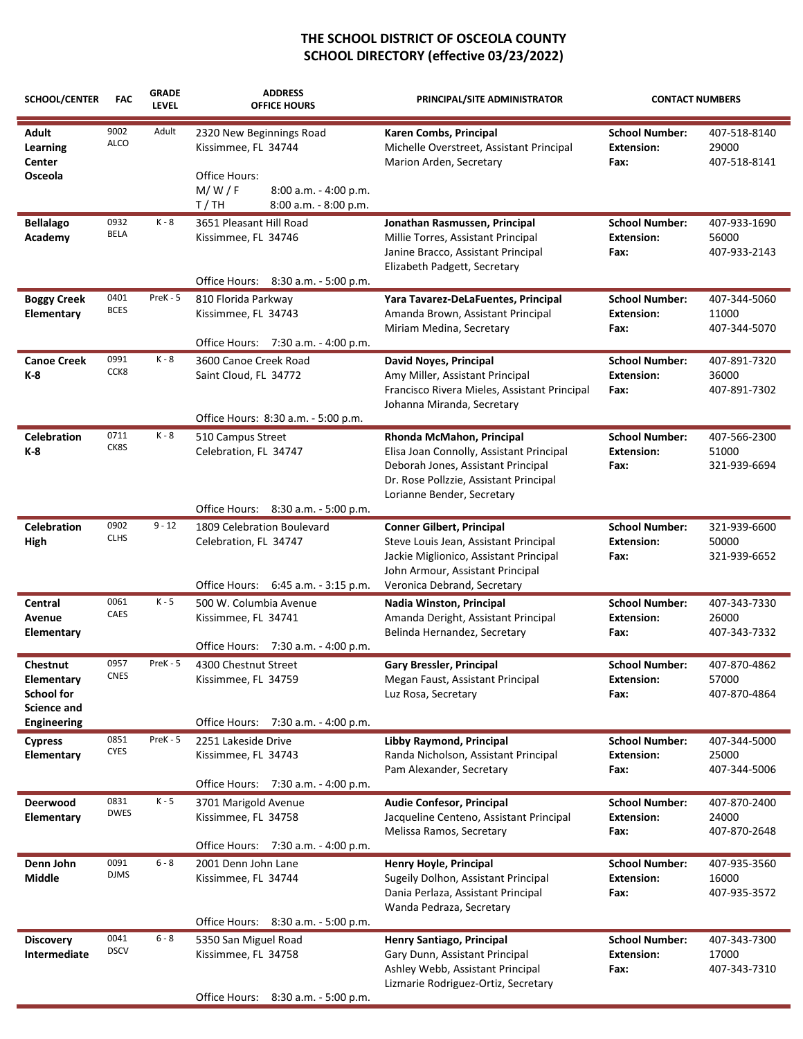# THE SCHOOL DISTRICT OF OSCEOLA COUNTY
## SCHOOL DIRECTORY (effective 03/23/2022)

| SCHOOL/CENTER | FAC | GRADE LEVEL | ADDRESS OFFICE HOURS | PRINCIPAL/SITE ADMINISTRATOR | CONTACT NUMBERS | |
|---|---|---|---|---|---|---|
| **Adult Learning Center Osceola** | 9002 ALCO | Adult | 2320 New Beginnings Road<br>Kissimmee, FL 34744<br><br>Office Hours:<br>M/ W / F 8:00 a.m. - 4:00 p.m.<br>T / TH 8:00 a.m. - 8:00 p.m. | **Karen Combs, Principal**<br>Michelle Overstreet, Assistant Principal<br>Marion Arden, Secretary | **School Number:**<br>**Extension:**<br>**Fax:** | 407-518-8140<br>29000<br>407-518-8141 |
| **Bellalago Academy** | 0932 BELA | K - 8 | 3651 Pleasant Hill Road<br>Kissimmee, FL 34746<br><br>Office Hours: 8:30 a.m. - 5:00 p.m. | **Jonathan Rasmussen, Principal**<br>Millie Torres, Assistant Principal<br>Janine Bracco, Assistant Principal<br>Elizabeth Padgett, Secretary | **School Number:**<br>**Extension:**<br>**Fax:** | 407-933-1690<br>56000<br>407-933-2143 |
| **Boggy Creek Elementary** | 0401 BCES | PreK - 5 | 810 Florida Parkway<br>Kissimmee, FL 34743<br><br>Office Hours: 7:30 a.m. - 4:00 p.m. | **Yara Tavarez-DeLaFuentes, Principal**<br>Amanda Brown, Assistant Principal<br>Miriam Medina, Secretary | **School Number:**<br>**Extension:**<br>**Fax:** | 407-344-5060<br>11000<br>407-344-5070 |
| **Canoe Creek K-8** | 0991 CCK8 | K - 8 | 3600 Canoe Creek Road<br>Saint Cloud, FL 34772<br><br>Office Hours: 8:30 a.m. - 5:00 p.m. | **David Noyes, Principal**<br>Amy Miller, Assistant Principal<br>Francisco Rivera Mieles, Assistant Principal<br>Johanna Miranda, Secretary | **School Number:**<br>**Extension:**<br>**Fax:** | 407-891-7320<br>36000<br>407-891-7302 |
| **Celebration K-8** | 0711 CK8S | K - 8 | 510 Campus Street<br>Celebration, FL 34747<br><br>Office Hours: 8:30 a.m. - 5:00 p.m. | **Rhonda McMahon, Principal**<br>Elisa Joan Connolly, Assistant Principal<br>Deborah Jones, Assistant Principal<br>Dr. Rose Pollzzie, Assistant Principal<br>Lorianne Bender, Secretary | **School Number:**<br>**Extension:**<br>**Fax:** | 407-566-2300<br>51000<br>321-939-6694 |
| **Celebration High** | 0902 CLHS | 9 - 12 | 1809 Celebration Boulevard<br>Celebration, FL 34747<br><br>Office Hours: 6:45 a.m. - 3:15 p.m. | **Conner Gilbert, Principal**<br>Steve Louis Jean, Assistant Principal<br>Jackie Miglionico, Assistant Principal<br>John Armour, Assistant Principal<br>Veronica Debrand, Secretary | **School Number:**<br>**Extension:**<br>**Fax:** | 321-939-6600<br>50000<br>321-939-6652 |
| **Central Avenue Elementary** | 0061 CAES | K - 5 | 500 W. Columbia Avenue<br>Kissimmee, FL 34741<br><br>Office Hours: 7:30 a.m. - 4:00 p.m. | **Nadia Winston, Principal**<br>Amanda Deright, Assistant Principal<br>Belinda Hernandez, Secretary | **School Number:**<br>**Extension:**<br>**Fax:** | 407-343-7330<br>26000<br>407-343-7332 |
| **Chestnut Elementary School for Science and Engineering** | 0957 CNES | PreK - 5 | 4300 Chestnut Street<br>Kissimmee, FL 34759<br><br>Office Hours: 7:30 a.m. - 4:00 p.m. | **Gary Bressler, Principal**<br>Megan Faust, Assistant Principal<br>Luz Rosa, Secretary | **School Number:**<br>**Extension:**<br>**Fax:** | 407-870-4862<br>57000<br>407-870-4864 |
| **Cypress Elementary** | 0851 CYES | PreK - 5 | 2251 Lakeside Drive<br>Kissimmee, FL 34743<br><br>Office Hours: 7:30 a.m. - 4:00 p.m. | **Libby Raymond, Principal**<br>Randa Nicholson, Assistant Principal<br>Pam Alexander, Secretary | **School Number:**<br>**Extension:**<br>**Fax:** | 407-344-5000<br>25000<br>407-344-5006 |
| **Deerwood Elementary** | 0831 DWES | K - 5 | 3701 Marigold Avenue<br>Kissimmee, FL 34758<br><br>Office Hours: 7:30 a.m. - 4:00 p.m. | **Audie Confesor, Principal**<br>Jacqueline Centeno, Assistant Principal<br>Melissa Ramos, Secretary | **School Number:**<br>**Extension:**<br>**Fax:** | 407-870-2400<br>24000<br>407-870-2648 |
| **Denn John Middle** | 0091 DJMS | 6 - 8 | 2001 Denn John Lane<br>Kissimmee, FL 34744<br><br>Office Hours: 8:30 a.m. - 5:00 p.m. | **Henry Hoyle, Principal**<br>Sugeily Dolhon, Assistant Principal<br>Dania Perlaza, Assistant Principal<br>Wanda Pedraza, Secretary | **School Number:**<br>**Extension:**<br>**Fax:** | 407-935-3560<br>16000<br>407-935-3572 |
| **Discovery Intermediate** | 0041 DSCV | 6 - 8 | 5350 San Miguel Road<br>Kissimmee, FL 34758<br><br>Office Hours: 8:30 a.m. - 5:00 p.m. | **Henry Santiago, Principal**<br>Gary Dunn, Assistant Principal<br>Ashley Webb, Assistant Principal<br>Lizmarie Rodriguez-Ortiz, Secretary | **School Number:**<br>**Extension:**<br>**Fax:** | 407-343-7300<br>17000<br>407-343-7310 |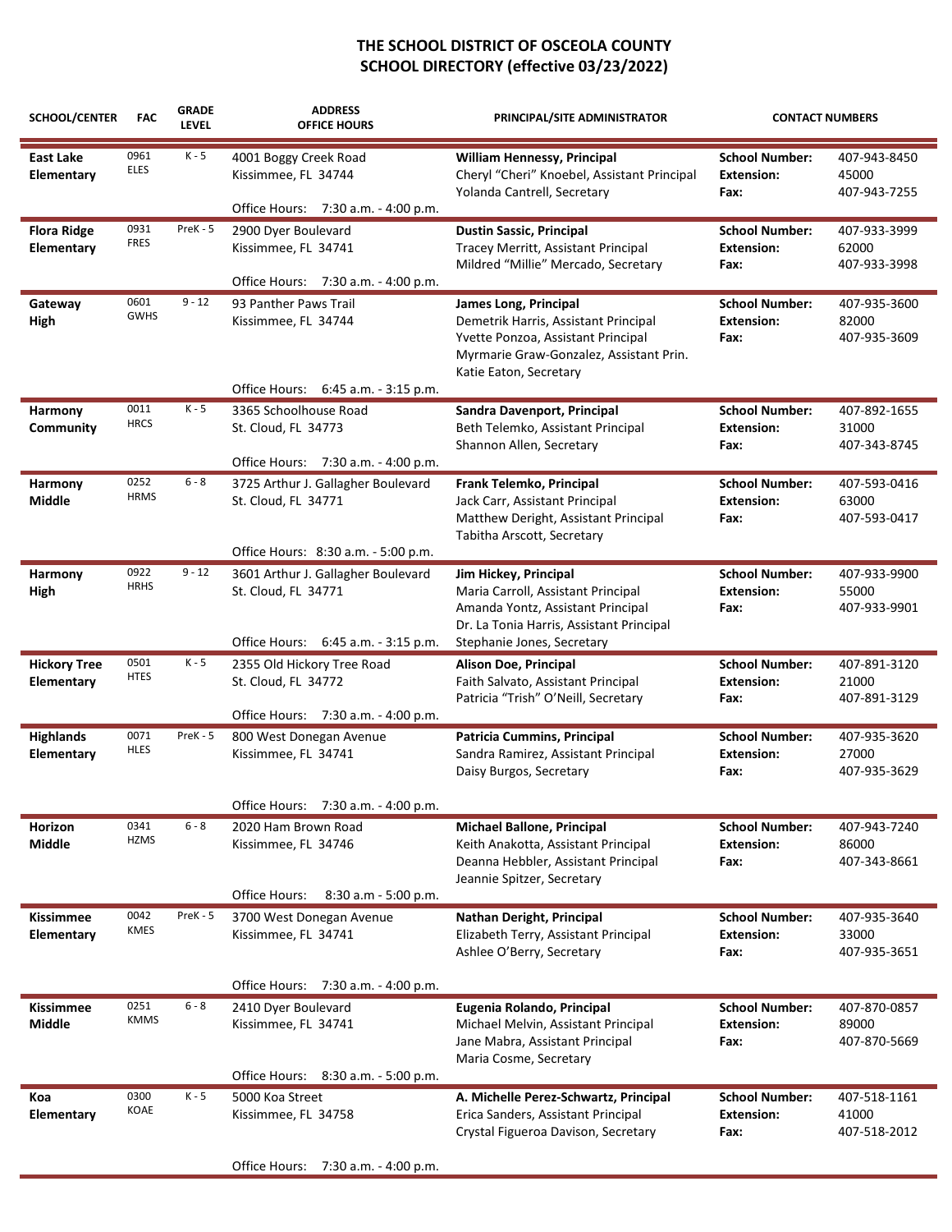# THE SCHOOL DISTRICT OF OSCEOLA COUNTY
## SCHOOL DIRECTORY (effective 03/23/2022)

| SCHOOL/CENTER | FAC | GRADE LEVEL | ADDRESS OFFICE HOURS | PRINCIPAL/SITE ADMINISTRATOR | CONTACT NUMBERS | |
|---|---|---|---|---|---|---|
| **East Lake Elementary** | 0961 ELES | K - 5 | 4001 Boggy Creek Road<br>Kissimmee, FL 34744<br>Office Hours: 7:30 a.m. - 4:00 p.m. | **William Hennessy, Principal**<br>Cheryl "Cheri" Knoebel, Assistant Principal<br>Yolanda Cantrell, Secretary | **School Number:**<br>**Extension:**<br>**Fax:** | 407-943-8450<br>45000<br>407-943-7255 |
| **Flora Ridge Elementary** | 0931 FRES | PreK - 5 | 2900 Dyer Boulevard<br>Kissimmee, FL 34741<br>Office Hours: 7:30 a.m. - 4:00 p.m. | **Dustin Sassic, Principal**<br>Tracey Merritt, Assistant Principal<br>Mildred "Millie" Mercado, Secretary | **School Number:**<br>**Extension:**<br>**Fax:** | 407-933-3999<br>62000<br>407-933-3998 |
| **Gateway High** | 0601 GWHS | 9 - 12 | 93 Panther Paws Trail<br>Kissimmee, FL 34744<br>Office Hours: 6:45 a.m. - 3:15 p.m. | **James Long, Principal**<br>Demetrik Harris, Assistant Principal<br>Yvette Ponzoa, Assistant Principal<br>Myrmarie Graw-Gonzalez, Assistant Prin.<br>Katie Eaton, Secretary | **School Number:**<br>**Extension:**<br>**Fax:** | 407-935-3600<br>82000<br>407-935-3609 |
| **Harmony Community** | 0011 HRCS | K - 5 | 3365 Schoolhouse Road<br>St. Cloud, FL 34773<br>Office Hours: 7:30 a.m. - 4:00 p.m. | **Sandra Davenport, Principal**<br>Beth Telemko, Assistant Principal<br>Shannon Allen, Secretary | **School Number:**<br>**Extension:**<br>**Fax:** | 407-892-1655<br>31000<br>407-343-8745 |
| **Harmony Middle** | 0252 HRMS | 6 - 8 | 3725 Arthur J. Gallagher Boulevard<br>St. Cloud, FL 34771<br>Office Hours: 8:30 a.m. - 5:00 p.m. | **Frank Telemko, Principal**<br>Jack Carr, Assistant Principal<br>Matthew Deright, Assistant Principal<br>Tabitha Arscott, Secretary | **School Number:**<br>**Extension:**<br>**Fax:** | 407-593-0416<br>63000<br>407-593-0417 |
| **Harmony High** | 0922 HRHS | 9 - 12 | 3601 Arthur J. Gallagher Boulevard<br>St. Cloud, FL 34771<br>Office Hours: 6:45 a.m. - 3:15 p.m. | **Jim Hickey, Principal**<br>Maria Carroll, Assistant Principal<br>Amanda Yontz, Assistant Principal<br>Dr. La Tonia Harris, Assistant Principal<br>Stephanie Jones, Secretary | **School Number:**<br>**Extension:**<br>**Fax:** | 407-933-9900<br>55000<br>407-933-9901 |
| **Hickory Tree Elementary** | 0501 HTES | K - 5 | 2355 Old Hickory Tree Road<br>St. Cloud, FL 34772<br>Office Hours: 7:30 a.m. - 4:00 p.m. | **Alison Doe, Principal**<br>Faith Salvato, Assistant Principal<br>Patricia "Trish" O'Neill, Secretary | **School Number:**<br>**Extension:**<br>**Fax:** | 407-891-3120<br>21000<br>407-891-3129 |
| **Highlands Elementary** | 0071 HLES | PreK - 5 | 800 West Donegan Avenue<br>Kissimmee, FL 34741<br>Office Hours: 7:30 a.m. - 4:00 p.m. | **Patricia Cummins, Principal**<br>Sandra Ramirez, Assistant Principal<br>Daisy Burgos, Secretary | **School Number:**<br>**Extension:**<br>**Fax:** | 407-935-3620<br>27000<br>407-935-3629 |
| **Horizon Middle** | 0341 HZMS | 6 - 8 | 2020 Ham Brown Road<br>Kissimmee, FL 34746<br>Office Hours: 8:30 a.m - 5:00 p.m. | **Michael Ballone, Principal**<br>Keith Anakotta, Assistant Principal<br>Deanna Hebbler, Assistant Principal<br>Jeannie Spitzer, Secretary | **School Number:**<br>**Extension:**<br>**Fax:** | 407-943-7240<br>86000<br>407-343-8661 |
| **Kissimmee Elementary** | 0042 KMES | PreK - 5 | 3700 West Donegan Avenue<br>Kissimmee, FL 34741<br>Office Hours: 7:30 a.m. - 4:00 p.m. | **Nathan Deright, Principal**<br>Elizabeth Terry, Assistant Principal<br>Ashlee O'Berry, Secretary | **School Number:**<br>**Extension:**<br>**Fax:** | 407-935-3640<br>33000<br>407-935-3651 |
| **Kissimmee Middle** | 0251 KMMS | 6 - 8 | 2410 Dyer Boulevard<br>Kissimmee, FL 34741<br>Office Hours: 8:30 a.m. - 5:00 p.m. | **Eugenia Rolando, Principal**<br>Michael Melvin, Assistant Principal<br>Jane Mabra, Assistant Principal<br>Maria Cosme, Secretary | **School Number:**<br>**Extension:**<br>**Fax:** | 407-870-0857<br>89000<br>407-870-5669 |
| **Koa Elementary** | 0300 KOAE | K - 5 | 5000 Koa Street<br>Kissimmee, FL 34758<br>Office Hours: 7:30 a.m. - 4:00 p.m. | **A. Michelle Perez-Schwartz, Principal**<br>Erica Sanders, Assistant Principal<br>Crystal Figueroa Davison, Secretary | **School Number:**<br>**Extension:**<br>**Fax:** | 407-518-1161<br>41000<br>407-518-2012 |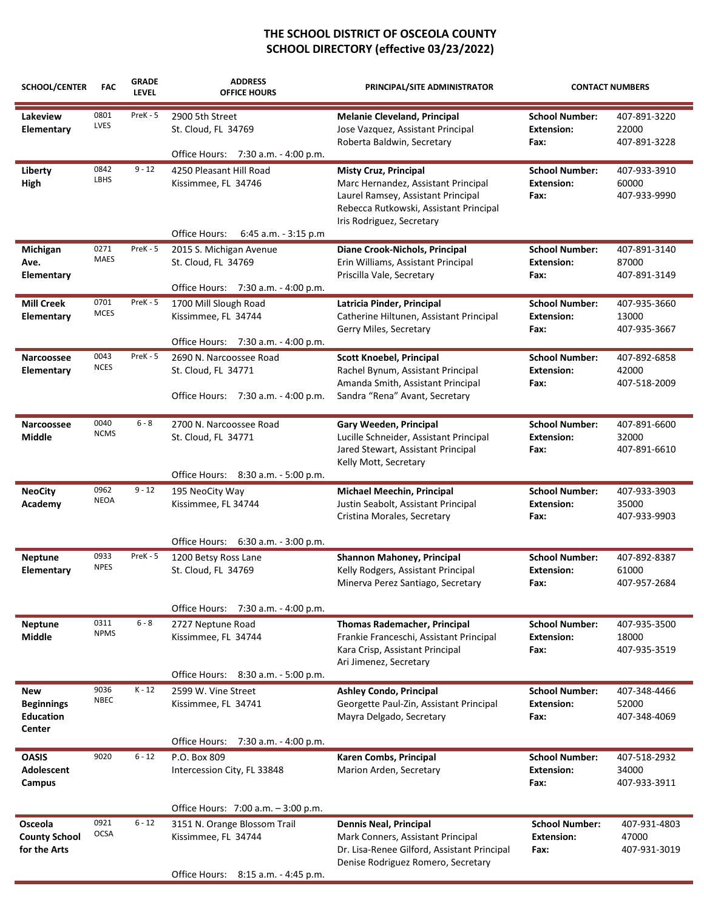# THE SCHOOL DISTRICT OF OSCEOLA COUNTY
## SCHOOL DIRECTORY (effective 03/23/2022)

| SCHOOL/CENTER | FAC | GRADE LEVEL | ADDRESS / OFFICE HOURS | PRINCIPAL/SITE ADMINISTRATOR | CONTACT NUMBERS | |
|---|---|---|---|---|---|---|
| **Lakeview Elementary** | 0801 LVES | PreK - 5 | 2900 5th Street<br>St. Cloud, FL 34769<br>Office Hours: 7:30 a.m. - 4:00 p.m. | **Melanie Cleveland, Principal**<br>Jose Vazquez, Assistant Principal<br>Roberta Baldwin, Secretary | **School Number:**<br>**Extension:**<br>**Fax:** | 407-891-3220<br>22000<br>407-891-3228 |
| **Liberty High** | 0842 LBHS | 9 - 12 | 4250 Pleasant Hill Road<br>Kissimmee, FL 34746<br>Office Hours: 6:45 a.m. - 3:15 p.m | **Misty Cruz, Principal**<br>Marc Hernandez, Assistant Principal<br>Laurel Ramsey, Assistant Principal<br>Rebecca Rutkowski, Assistant Principal<br>Iris Rodriguez, Secretary | **School Number:**<br>**Extension:**<br>**Fax:** | 407-933-3910<br>60000<br>407-933-9990 |
| **Michigan Ave. Elementary** | 0271 MAES | PreK - 5 | 2015 S. Michigan Avenue<br>St. Cloud, FL 34769<br>Office Hours: 7:30 a.m. - 4:00 p.m. | **Diane Crook-Nichols, Principal**<br>Erin Williams, Assistant Principal<br>Priscilla Vale, Secretary | **School Number:**<br>**Extension:**<br>**Fax:** | 407-891-3140<br>87000<br>407-891-3149 |
| **Mill Creek Elementary** | 0701 MCES | PreK - 5 | 1700 Mill Slough Road<br>Kissimmee, FL 34744<br>Office Hours: 7:30 a.m. - 4:00 p.m. | **Latricia Pinder, Principal**<br>Catherine Hiltunen, Assistant Principal<br>Gerry Miles, Secretary | **School Number:**<br>**Extension:**<br>**Fax:** | 407-935-3660<br>13000<br>407-935-3667 |
| **Narcoossee Elementary** | 0043 NCES | PreK - 5 | 2690 N. Narcoossee Road<br>St. Cloud, FL 34771<br>Office Hours: 7:30 a.m. - 4:00 p.m. | **Scott Knoebel, Principal**<br>Rachel Bynum, Assistant Principal<br>Amanda Smith, Assistant Principal<br>Sandra "Rena" Avant, Secretary | **School Number:**<br>**Extension:**<br>**Fax:** | 407-892-6858<br>42000<br>407-518-2009 |
| **Narcoossee Middle** | 0040 NCMS | 6 - 8 | 2700 N. Narcoossee Road<br>St. Cloud, FL 34771<br>Office Hours: 8:30 a.m. - 5:00 p.m. | **Gary Weeden, Principal**<br>Lucille Schneider, Assistant Principal<br>Jared Stewart, Assistant Principal<br>Kelly Mott, Secretary | **School Number:**<br>**Extension:**<br>**Fax:** | 407-891-6600<br>32000<br>407-891-6610 |
| **NeoCity Academy** | 0962 NEOA | 9 - 12 | 195 NeoCity Way<br>Kissimmee, FL 34744<br>Office Hours: 6:30 a.m. - 3:00 p.m. | **Michael Meechin, Principal**<br>Justin Seabolt, Assistant Principal<br>Cristina Morales, Secretary | **School Number:**<br>**Extension:**<br>**Fax:** | 407-933-3903<br>35000<br>407-933-9903 |
| **Neptune Elementary** | 0933 NPES | PreK - 5 | 1200 Betsy Ross Lane<br>St. Cloud, FL 34769<br>Office Hours: 7:30 a.m. - 4:00 p.m. | **Shannon Mahoney, Principal**<br>Kelly Rodgers, Assistant Principal<br>Minerva Perez Santiago, Secretary | **School Number:**<br>**Extension:**<br>**Fax:** | 407-892-8387<br>61000<br>407-957-2684 |
| **Neptune Middle** | 0311 NPMS | 6 - 8 | 2727 Neptune Road<br>Kissimmee, FL 34744<br>Office Hours: 8:30 a.m. - 5:00 p.m. | **Thomas Rademacher, Principal**<br>Frankie Franceschi, Assistant Principal<br>Kara Crisp, Assistant Principal<br>Ari Jimenez, Secretary | **School Number:**<br>**Extension:**<br>**Fax:** | 407-935-3500<br>18000<br>407-935-3519 |
| **New Beginnings Education Center** | 9036 NBEC | K - 12 | 2599 W. Vine Street<br>Kissimmee, FL 34741<br>Office Hours: 7:30 a.m. - 4:00 p.m. | **Ashley Condo, Principal**<br>Georgette Paul-Zin, Assistant Principal<br>Mayra Delgado, Secretary | **School Number:**<br>**Extension:**<br>**Fax:** | 407-348-4466<br>52000<br>407-348-4069 |
| **OASIS Adolescent Campus** | 9020 | 6 - 12 | P.O. Box 809<br>Intercession City, FL 33848<br>Office Hours: 7:00 a.m. – 3:00 p.m. | **Karen Combs, Principal**<br>Marion Arden, Secretary | **School Number:**<br>**Extension:**<br>**Fax:** | 407-518-2932<br>34000<br>407-933-3911 |
| **Osceola County School for the Arts** | 0921 OCSA | 6 - 12 | 3151 N. Orange Blossom Trail<br>Kissimmee, FL 34744<br>Office Hours: 8:15 a.m. - 4:45 p.m. | **Dennis Neal, Principal**<br>Mark Conners, Assistant Principal<br>Dr. Lisa-Renee Gilford, Assistant Principal<br>Denise Rodriguez Romero, Secretary | **School Number:**<br>**Extension:**<br>**Fax:** | 407-931-4803<br>47000<br>407-931-3019 |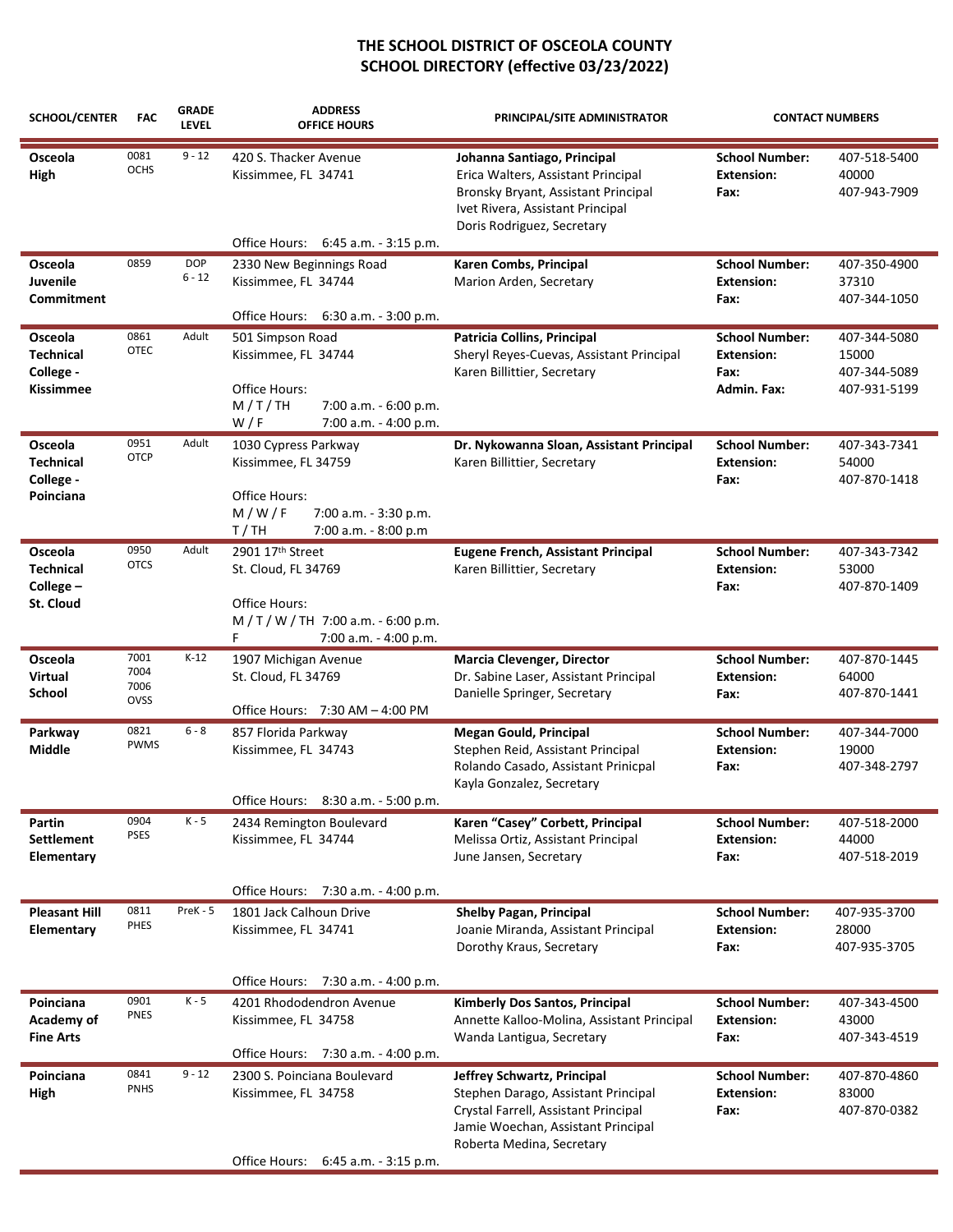# THE SCHOOL DISTRICT OF OSCEOLA COUNTY
## SCHOOL DIRECTORY (effective 03/23/2022)

| SCHOOL/CENTER | FAC | GRADE LEVEL | ADDRESS / OFFICE HOURS | PRINCIPAL/SITE ADMINISTRATOR | CONTACT NUMBERS | |
|---|---|---|---|---|---|---|
| **Osceola High** | 0081 OCHS | 9 - 12 | 420 S. Thacker Avenue<br>Kissimmee, FL 34741<br><br>Office Hours: 6:45 a.m. - 3:15 p.m. | **Johanna Santiago, Principal**<br>Erica Walters, Assistant Principal<br>Bronsky Bryant, Assistant Principal<br>Ivet Rivera, Assistant Principal<br>Doris Rodriguez, Secretary | **School Number:**<br>**Extension:**<br>**Fax:** | 407-518-5400<br>40000<br>407-943-7909 |
| **Osceola Juvenile Commitment** | 0859 | DOP 6 - 12 | 2330 New Beginnings Road<br>Kissimmee, FL 34744<br><br>Office Hours: 6:30 a.m. - 3:00 p.m. | **Karen Combs, Principal**<br>Marion Arden, Secretary | **School Number:**<br>**Extension:**<br>**Fax:** | 407-350-4900<br>37310<br>407-344-1050 |
| **Osceola Technical College - Kissimmee** | 0861 OTEC | Adult | 501 Simpson Road<br>Kissimmee, FL 34744<br><br>Office Hours:<br>M / T / TH 7:00 a.m. - 6:00 p.m.<br>W / F 7:00 a.m. - 4:00 p.m. | **Patricia Collins, Principal**<br>Sheryl Reyes-Cuevas, Assistant Principal<br>Karen Billittier, Secretary | **School Number:**<br>**Extension:**<br>**Fax:**<br>**Admin. Fax:** | 407-344-5080<br>15000<br>407-344-5089<br>407-931-5199 |
| **Osceola Technical College - Poinciana** | 0951 OTCP | Adult | 1030 Cypress Parkway<br>Kissimmee, FL 34759<br><br>Office Hours:<br>M / W / F 7:00 a.m. - 3:30 p.m.<br>T / TH 7:00 a.m. - 8:00 p.m | **Dr. Nykowanna Sloan, Assistant Principal**<br>Karen Billittier, Secretary | **School Number:**<br>**Extension:**<br>**Fax:** | 407-343-7341<br>54000<br>407-870-1418 |
| **Osceola Technical College – St. Cloud** | 0950 OTCS | Adult | 2901 17th Street<br>St. Cloud, FL 34769<br><br>Office Hours:<br>M / T / W / TH 7:00 a.m. - 6:00 p.m.<br>F 7:00 a.m. - 4:00 p.m. | **Eugene French, Assistant Principal**<br>Karen Billittier, Secretary | **School Number:**<br>**Extension:**<br>**Fax:** | 407-343-7342<br>53000<br>407-870-1409 |
| **Osceola Virtual School** | 7001 7004 7006 OVSS | K-12 | 1907 Michigan Avenue<br>St. Cloud, FL 34769<br><br>Office Hours: 7:30 AM – 4:00 PM | **Marcia Clevenger, Director**<br>Dr. Sabine Laser, Assistant Principal<br>Danielle Springer, Secretary | **School Number:**<br>**Extension:**<br>**Fax:** | 407-870-1445<br>64000<br>407-870-1441 |
| **Parkway Middle** | 0821 PWMS | 6 - 8 | 857 Florida Parkway<br>Kissimmee, FL 34743<br><br>Office Hours: 8:30 a.m. - 5:00 p.m. | **Megan Gould, Principal**<br>Stephen Reid, Assistant Principal<br>Rolando Casado, Assistant Prinicpal<br>Kayla Gonzalez, Secretary | **School Number:**<br>**Extension:**<br>**Fax:** | 407-344-7000<br>19000<br>407-348-2797 |
| **Partin Settlement Elementary** | 0904 PSES | K - 5 | 2434 Remington Boulevard<br>Kissimmee, FL 34744<br><br>Office Hours: 7:30 a.m. - 4:00 p.m. | **Karen "Casey" Corbett, Principal**<br>Melissa Ortiz, Assistant Principal<br>June Jansen, Secretary | **School Number:**<br>**Extension:**<br>**Fax:** | 407-518-2000<br>44000<br>407-518-2019 |
| **Pleasant Hill Elementary** | 0811 PHES | PreK - 5 | 1801 Jack Calhoun Drive<br>Kissimmee, FL 34741<br><br>Office Hours: 7:30 a.m. - 4:00 p.m. | **Shelby Pagan, Principal**<br>Joanie Miranda, Assistant Principal<br>Dorothy Kraus, Secretary | **School Number:**<br>**Extension:**<br>**Fax:** | 407-935-3700<br>28000<br>407-935-3705 |
| **Poinciana Academy of Fine Arts** | 0901 PNES | K - 5 | 4201 Rhododendron Avenue<br>Kissimmee, FL 34758<br><br>Office Hours: 7:30 a.m. - 4:00 p.m. | **Kimberly Dos Santos, Principal**<br>Annette Kalloo-Molina, Assistant Principal<br>Wanda Lantigua, Secretary | **School Number:**<br>**Extension:**<br>**Fax:** | 407-343-4500<br>43000<br>407-343-4519 |
| **Poinciana High** | 0841 PNHS | 9 - 12 | 2300 S. Poinciana Boulevard<br>Kissimmee, FL 34758<br><br>Office Hours: 6:45 a.m. - 3:15 p.m. | **Jeffrey Schwartz, Principal**<br>Stephen Darago, Assistant Principal<br>Crystal Farrell, Assistant Principal<br>Jamie Woechan, Assistant Principal<br>Roberta Medina, Secretary | **School Number:**<br>**Extension:**<br>**Fax:** | 407-870-4860<br>83000<br>407-870-0382 |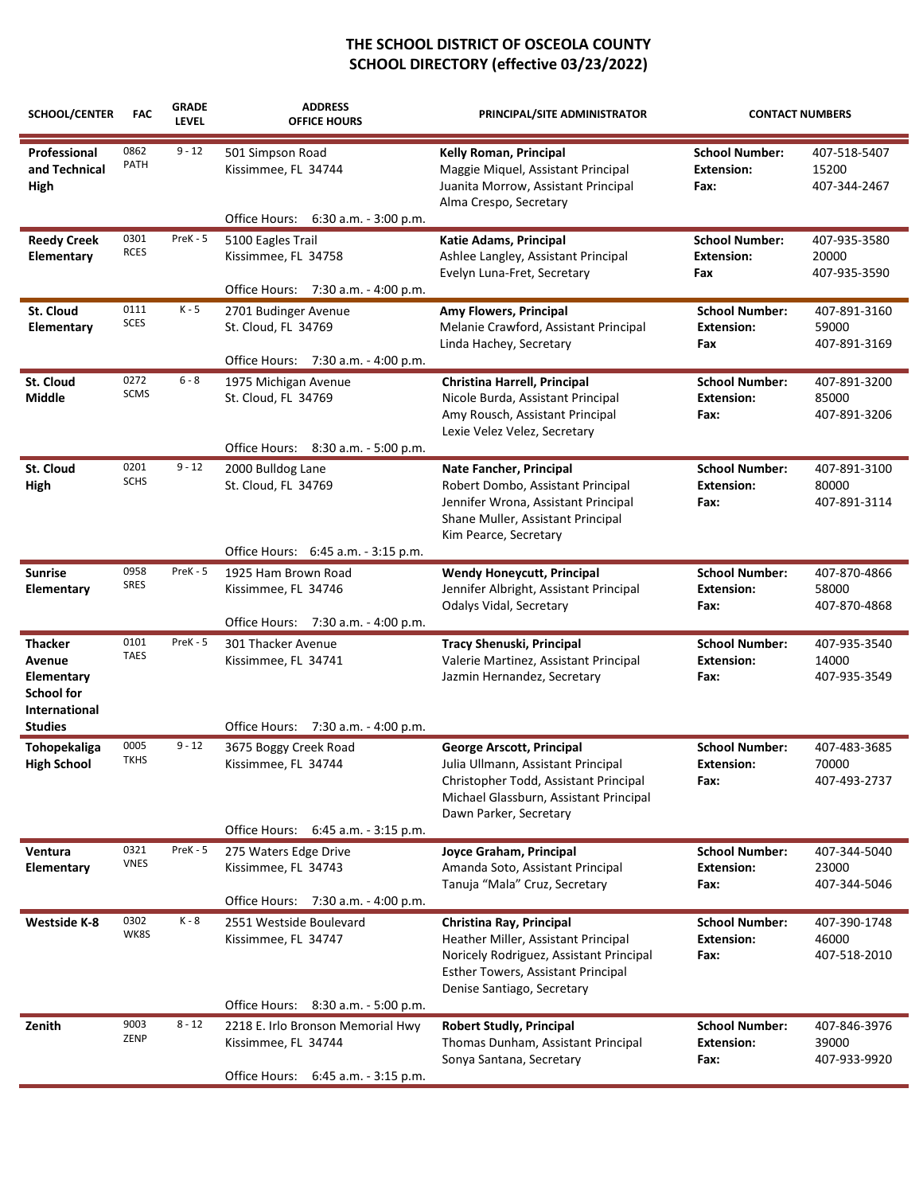# THE SCHOOL DISTRICT OF OSCEOLA COUNTY
## SCHOOL DIRECTORY (effective 03/23/2022)

| SCHOOL/CENTER | FAC | GRADE LEVEL | ADDRESS OFFICE HOURS | PRINCIPAL/SITE ADMINISTRATOR | CONTACT NUMBERS | |
|---|---|---|---|---|---|---|
| **Professional and Technical High** | 0862 PATH | 9 - 12 | 501 Simpson Road<br>Kissimmee, FL 34744<br>Office Hours: 6:30 a.m. - 3:00 p.m. | **Kelly Roman, Principal**<br>Maggie Miquel, Assistant Principal<br>Juanita Morrow, Assistant Principal<br>Alma Crespo, Secretary | **School Number:**<br>**Extension:**<br>**Fax:** | 407-518-5407<br>15200<br>407-344-2467 |
| **Reedy Creek Elementary** | 0301 RCES | PreK - 5 | 5100 Eagles Trail<br>Kissimmee, FL 34758<br>Office Hours: 7:30 a.m. - 4:00 p.m. | **Katie Adams, Principal**<br>Ashlee Langley, Assistant Principal<br>Evelyn Luna-Fret, Secretary | **School Number:**<br>**Extension:**<br>**Fax** | 407-935-3580<br>20000<br>407-935-3590 |
| **St. Cloud Elementary** | 0111 SCES | K - 5 | 2701 Budinger Avenue<br>St. Cloud, FL 34769<br>Office Hours: 7:30 a.m. - 4:00 p.m. | **Amy Flowers, Principal**<br>Melanie Crawford, Assistant Principal<br>Linda Hachey, Secretary | **School Number:**<br>**Extension:**<br>**Fax** | 407-891-3160<br>59000<br>407-891-3169 |
| **St. Cloud Middle** | 0272 SCMS | 6 - 8 | 1975 Michigan Avenue<br>St. Cloud, FL 34769<br>Office Hours: 8:30 a.m. - 5:00 p.m. | **Christina Harrell, Principal**<br>Nicole Burda, Assistant Principal<br>Amy Rousch, Assistant Principal<br>Lexie Velez Velez, Secretary | **School Number:**<br>**Extension:**<br>**Fax:** | 407-891-3200<br>85000<br>407-891-3206 |
| **St. Cloud High** | 0201 SCHS | 9 - 12 | 2000 Bulldog Lane<br>St. Cloud, FL 34769<br>Office Hours: 6:45 a.m. - 3:15 p.m. | **Nate Fancher, Principal**<br>Robert Dombo, Assistant Principal<br>Jennifer Wrona, Assistant Principal<br>Shane Muller, Assistant Principal<br>Kim Pearce, Secretary | **School Number:**<br>**Extension:**<br>**Fax:** | 407-891-3100<br>80000<br>407-891-3114 |
| **Sunrise Elementary** | 0958 SRES | PreK - 5 | 1925 Ham Brown Road<br>Kissimmee, FL 34746<br>Office Hours: 7:30 a.m. - 4:00 p.m. | **Wendy Honeycutt, Principal**<br>Jennifer Albright, Assistant Principal<br>Odalys Vidal, Secretary | **School Number:**<br>**Extension:**<br>**Fax:** | 407-870-4866<br>58000<br>407-870-4868 |
| **Thacker Avenue Elementary School for International Studies** | 0101 TAES | PreK - 5 | 301 Thacker Avenue<br>Kissimmee, FL 34741<br>Office Hours: 7:30 a.m. - 4:00 p.m. | **Tracy Shenuski, Principal**<br>Valerie Martinez, Assistant Principal<br>Jazmin Hernandez, Secretary | **School Number:**<br>**Extension:**<br>**Fax:** | 407-935-3540<br>14000<br>407-935-3549 |
| **Tohopekaliga High School** | 0005 TKHS | 9 - 12 | 3675 Boggy Creek Road<br>Kissimmee, FL 34744<br>Office Hours: 6:45 a.m. - 3:15 p.m. | **George Arscott, Principal**<br>Julia Ullmann, Assistant Principal<br>Christopher Todd, Assistant Principal<br>Michael Glassburn, Assistant Principal<br>Dawn Parker, Secretary | **School Number:**<br>**Extension:**<br>**Fax:** | 407-483-3685<br>70000<br>407-493-2737 |
| **Ventura Elementary** | 0321 VNES | PreK - 5 | 275 Waters Edge Drive<br>Kissimmee, FL 34743<br>Office Hours: 7:30 a.m. - 4:00 p.m. | **Joyce Graham, Principal**<br>Amanda Soto, Assistant Principal<br>Tanuja "Mala" Cruz, Secretary | **School Number:**<br>**Extension:**<br>**Fax:** | 407-344-5040<br>23000<br>407-344-5046 |
| **Westside K-8** | 0302 WK8S | K - 8 | 2551 Westside Boulevard<br>Kissimmee, FL 34747<br>Office Hours: 8:30 a.m. - 5:00 p.m. | **Christina Ray, Principal**<br>Heather Miller, Assistant Principal<br>Noricely Rodriguez, Assistant Principal<br>Esther Towers, Assistant Principal<br>Denise Santiago, Secretary | **School Number:**<br>**Extension:**<br>**Fax:** | 407-390-1748<br>46000<br>407-518-2010 |
| **Zenith** | 9003 ZENP | 8 - 12 | 2218 E. Irlo Bronson Memorial Hwy<br>Kissimmee, FL 34744<br>Office Hours: 6:45 a.m. - 3:15 p.m. | **Robert Studly, Principal**<br>Thomas Dunham, Assistant Principal<br>Sonya Santana, Secretary | **School Number:**<br>**Extension:**<br>**Fax:** | 407-846-3976<br>39000<br>407-933-9920 |